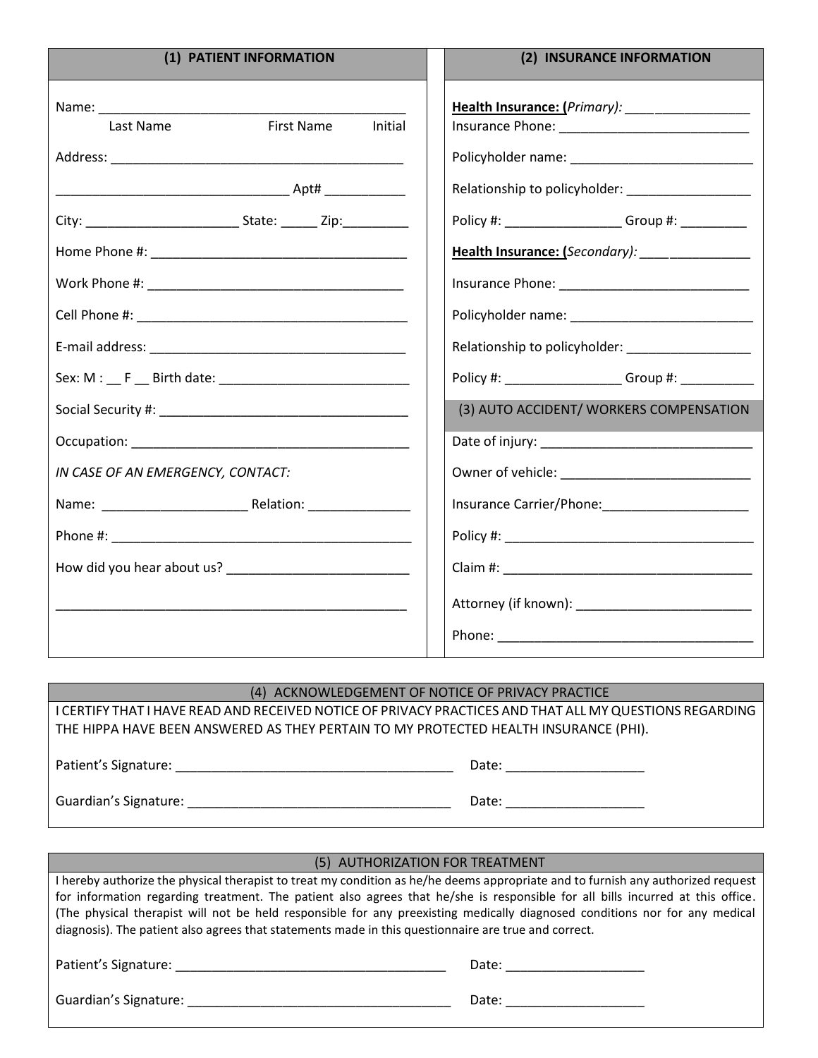## (1) PATIENT INFORMATION

Name: ___________________________________________

Last Name First Name Initial

Address: ________________________________________

________________________________ Apt# ___________

City: _____________________ State: _____ Zip:_________

Home Phone #: ___________________________________

Work Phone #: ___________________________________

Cell Phone #: ____________________________________

E-mail address: ___________________________________

Sex: M : __ F __ Birth date: __________________________

Social Security #: __________________________________

Occupation: _______________________________________

*IN CASE OF AN EMERGENCY, CONTACT:*

Name: ___________________ Relation: ______________

Phone #: _________________________________________

How did you hear about us? _________________________

________________________________________________

## (2) INSURANCE INFORMATION

**Health Insurance: (***Primary):* ________________

Insurance Phone: __________________________

Policyholder name: _________________________

Relationship to policyholder: _________________

Policy #: ________________ Group #: _________

**Health Insurance: (***Secondary):* _______________

Insurance Phone: __________________________

Policyholder name: _________________________

Relationship to policyholder: _________________

Policy #: ________________ Group #: __________

## (3) AUTO ACCIDENT/ WORKERS COMPENSATION

Date of injury: _____________________________

Owner of vehicle: ___________________________

Insurance Carrier/Phone:____________________

Policy #: __________________________________

Claim #: __________________________________

Attorney (if known): ________________________

Phone: ___________________________________

## (4) ACKNOWLEDGEMENT OF NOTICE OF PRIVACY PRACTICE

I CERTIFY THAT I HAVE READ AND RECEIVED NOTICE OF PRIVACY PRACTICES AND THAT ALL MY QUESTIONS REGARDING THE HIPPA HAVE BEEN ANSWERED AS THEY PERTAIN TO MY PROTECTED HEALTH INSURANCE (PHI).

Patient's Signature: _______________________________________ Date: ___________________

Guardian's Signature: _____________________________________ Date: ___________________

## (5) AUTHORIZATION FOR TREATMENT

I hereby authorize the physical therapist to treat my condition as he/he deems appropriate and to furnish any authorized request for information regarding treatment. The patient also agrees that he/she is responsible for all bills incurred at this office. (The physical therapist will not be held responsible for any preexisting medically diagnosed conditions nor for any medical diagnosis). The patient also agrees that statements made in this questionnaire are true and correct.

Patient's Signature: ______________________________________ Date: ___________________

Guardian's Signature: _____________________________________ Date: ___________________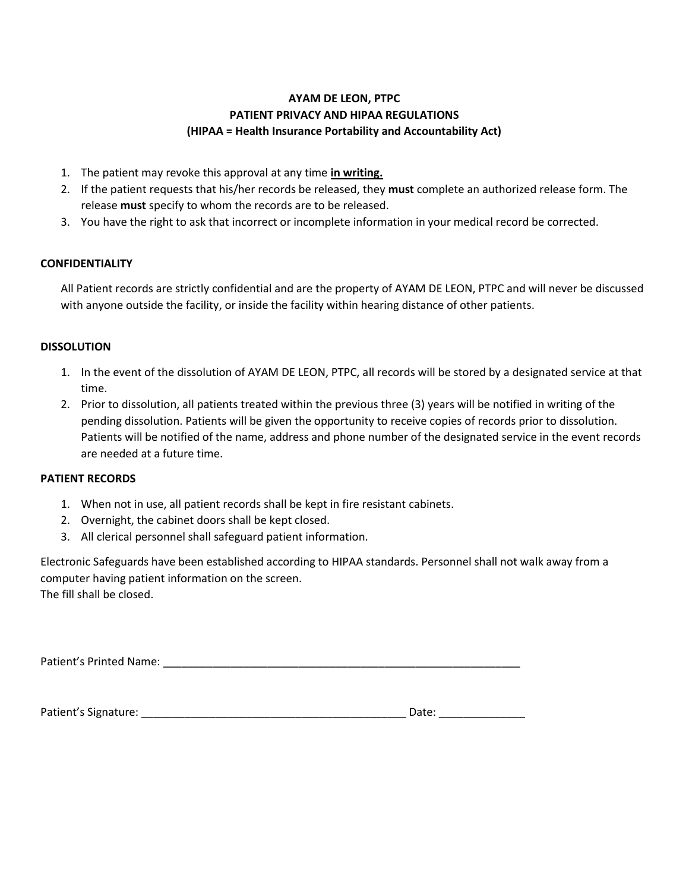**AYAM DE LEON, PTPC**
**PATIENT PRIVACY AND HIPAA REGULATIONS**
**(HIPAA = Health Insurance Portability and Accountability Act)**

1. The patient may revoke this approval at any time **in writing.**
2. If the patient requests that his/her records be released, they **must** complete an authorized release form. The release **must** specify to whom the records are to be released.
3. You have the right to ask that incorrect or incomplete information in your medical record be corrected.

**CONFIDENTIALITY**

All Patient records are strictly confidential and are the property of AYAM DE LEON, PTPC and will never be discussed with anyone outside the facility, or inside the facility within hearing distance of other patients.

**DISSOLUTION**

1. In the event of the dissolution of AYAM DE LEON, PTPC, all records will be stored by a designated service at that time.
2. Prior to dissolution, all patients treated within the previous three (3) years will be notified in writing of the pending dissolution. Patients will be given the opportunity to receive copies of records prior to dissolution. Patients will be notified of the name, address and phone number of the designated service in the event records are needed at a future time.

**PATIENT RECORDS**

1. When not in use, all patient records shall be kept in fire resistant cabinets.
2. Overnight, the cabinet doors shall be kept closed.
3. All clerical personnel shall safeguard patient information.

Electronic Safeguards have been established according to HIPAA standards. Personnel shall not walk away from a computer having patient information on the screen.
The fill shall be closed.

Patient's Printed Name: ____________________________________________________________

Patient's Signature: ____________________________________________ Date: ______________